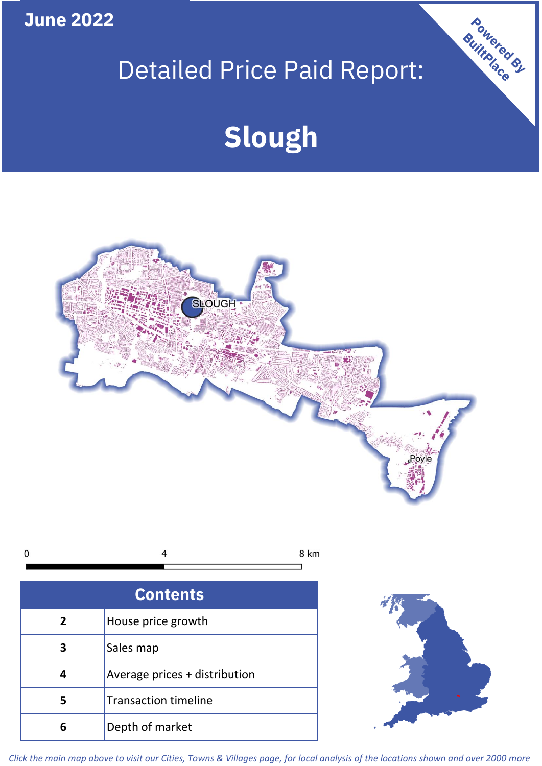June 2022

# Detailed Price Paid Report:

# Slough

Powered By BuiltPlace

| Contents | |
|---|---|
| 2 | House price growth |
| 3 | Sales map |
| 4 | Average prices + distribution |
| 5 | Transaction timeline |
| 6 | Depth of market |

*Click the main map above to visit our Cities, Towns & Villages page, for local analysis of the locations shown and over 2000 more*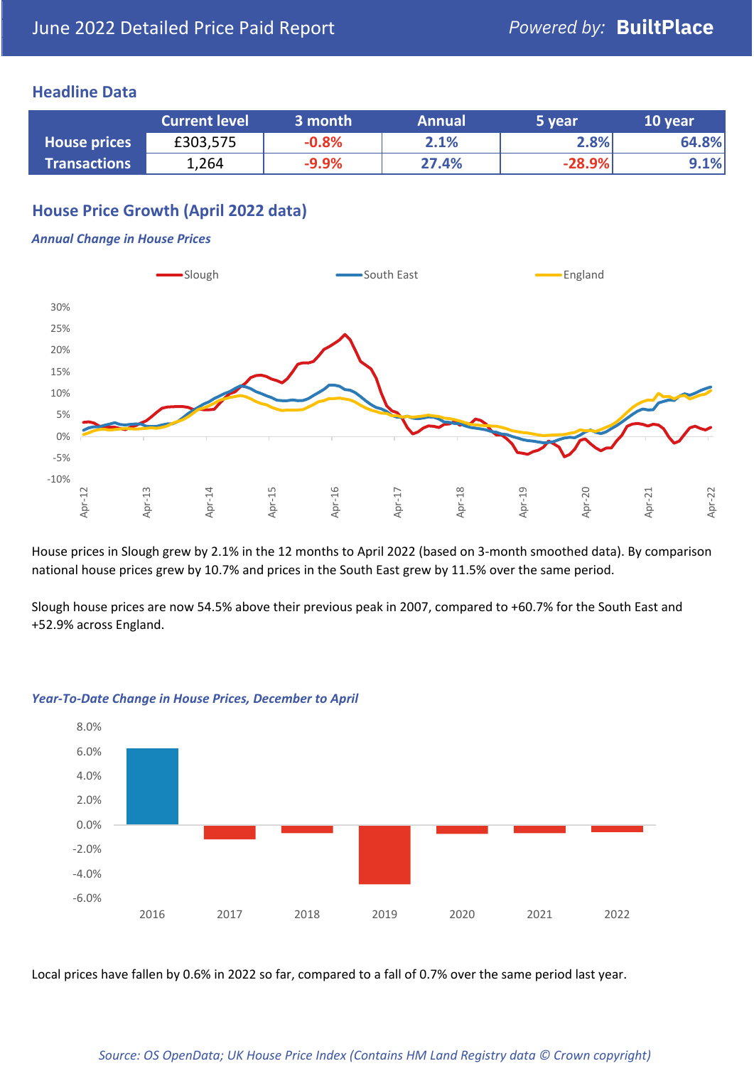June 2022 Detailed Price Paid Report

Powered by: **BuiltPlace**

## Headline Data

| | Current level | 3 month | Annual | 5 year | 10 year |
|---|---|---|---|---|---|
| **House prices** | £303,575 | -0.8% | 2.1% | 2.8% | 64.8% |
| **Transactions** | 1,264 | -9.9% | 27.4% | -28.9% | 9.1% |

## House Price Growth (April 2022 data)

### *Annual Change in House Prices*

House prices in Slough grew by 2.1% in the 12 months to April 2022 (based on 3-month smoothed data). By comparison national house prices grew by 10.7% and prices in the South East grew by 11.5% over the same period.

Slough house prices are now 54.5% above their previous peak in 2007, compared to +60.7% for the South East and +52.9% across England.

### *Year-To-Date Change in House Prices, December to April*

Local prices have fallen by 0.6% in 2022 so far, compared to a fall of 0.7% over the same period last year.

*Source: OS OpenData; UK House Price Index (Contains HM Land Registry data © Crown copyright)*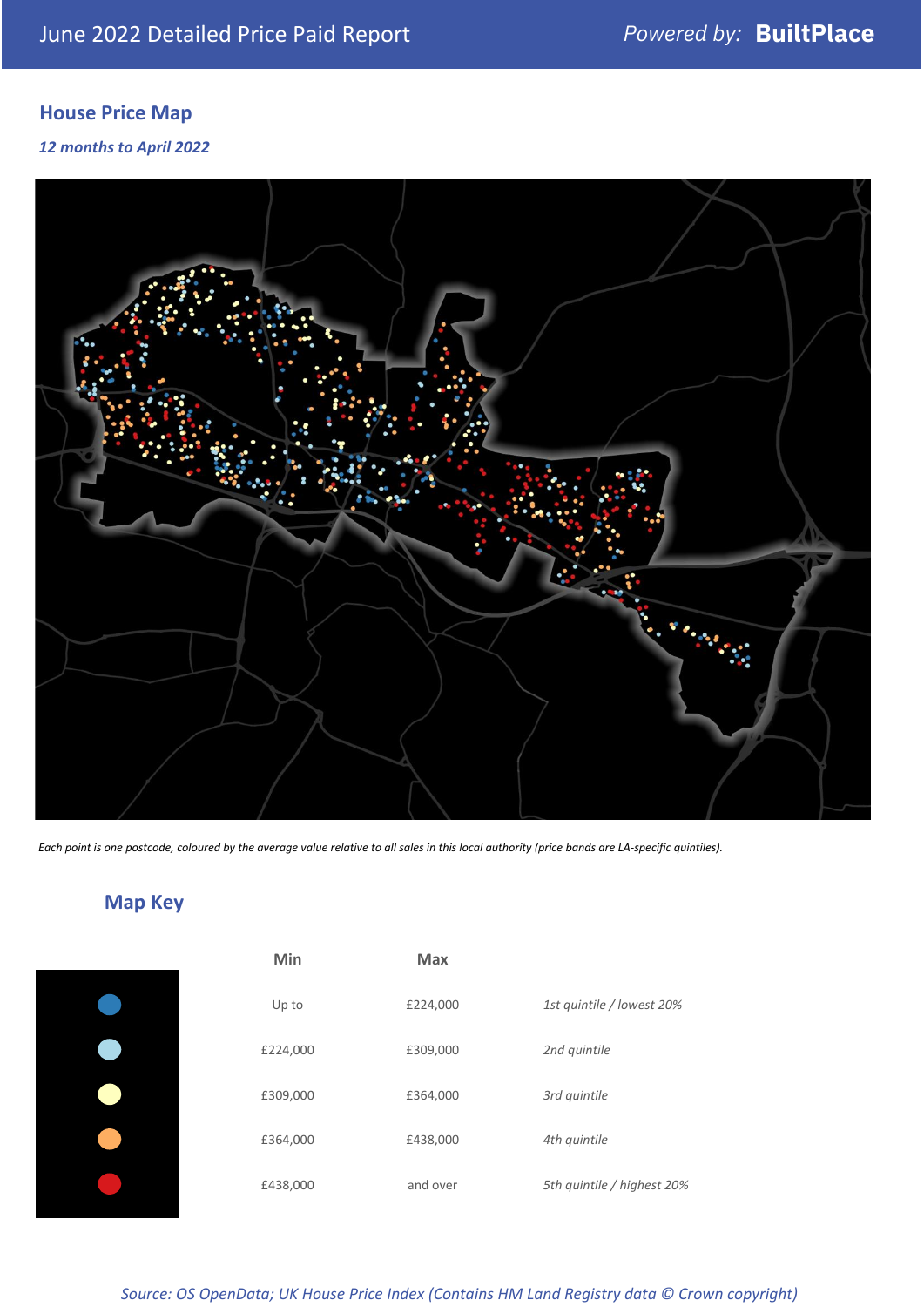## House Price Map

*12 months to April 2022*

*Each point is one postcode, coloured by the average value relative to all sales in this local authority (price bands are LA-specific quintiles).*

## Map Key

| Min | Max | |
|---|---|---|
| Up to | £224,000 | *1st quintile / lowest 20%* |
| £224,000 | £309,000 | *2nd quintile* |
| £309,000 | £364,000 | *3rd quintile* |
| £364,000 | £438,000 | *4th quintile* |
| £438,000 | and over | *5th quintile / highest 20%* |

*Source: OS OpenData; UK House Price Index (Contains HM Land Registry data © Crown copyright)*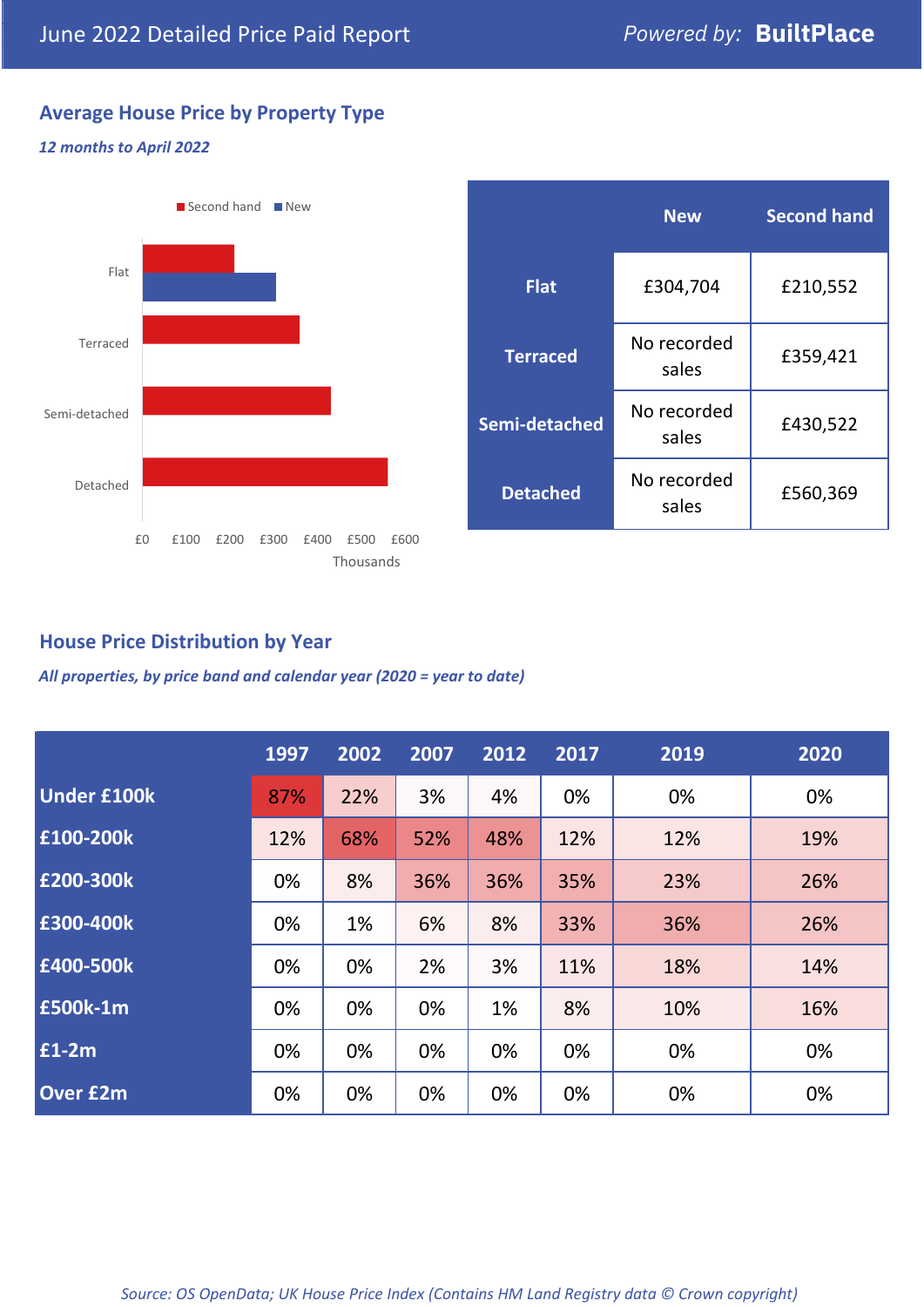# June 2022 Detailed Price Paid Report

*Powered by:* **BuiltPlace**

## Average House Price by Property Type

*12 months to April 2022*

|  | New | Second hand |
|---|---|---|
| **Flat** | £304,704 | £210,552 |
| **Terraced** | No recorded sales | £359,421 |
| **Semi-detached** | No recorded sales | £430,522 |
| **Detached** | No recorded sales | £560,369 |

## House Price Distribution by Year

*All properties, by price band and calendar year (2020 = year to date)*

|  | 1997 | 2002 | 2007 | 2012 | 2017 | 2019 | 2020 |
|---|---|---|---|---|---|---|---|
| **Under £100k** | 87% | 22% | 3% | 4% | 0% | 0% | 0% |
| **£100-200k** | 12% | 68% | 52% | 48% | 12% | 12% | 19% |
| **£200-300k** | 0% | 8% | 36% | 36% | 35% | 23% | 26% |
| **£300-400k** | 0% | 1% | 6% | 8% | 33% | 36% | 26% |
| **£400-500k** | 0% | 0% | 2% | 3% | 11% | 18% | 14% |
| **£500k-1m** | 0% | 0% | 0% | 1% | 8% | 10% | 16% |
| **£1-2m** | 0% | 0% | 0% | 0% | 0% | 0% | 0% |
| **Over £2m** | 0% | 0% | 0% | 0% | 0% | 0% | 0% |

*Source: OS OpenData; UK House Price Index (Contains HM Land Registry data © Crown copyright)*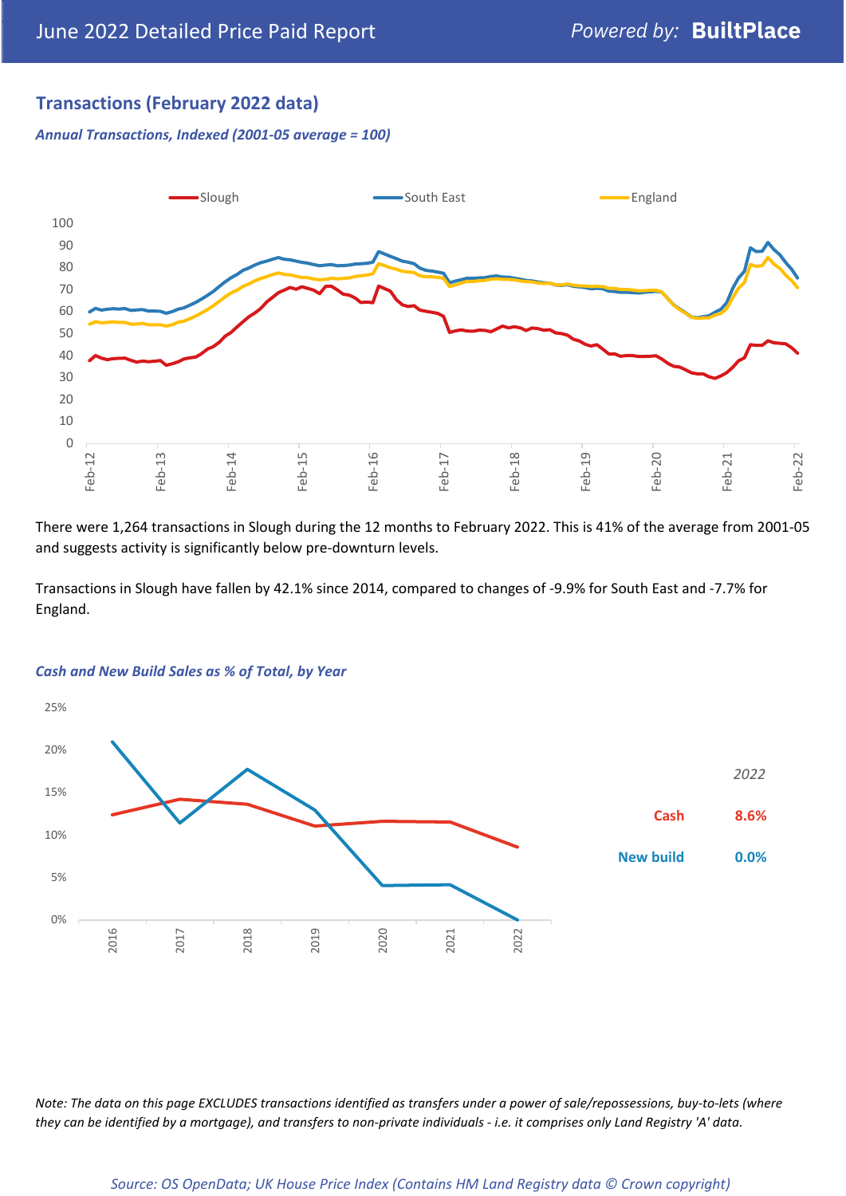## Transactions (February 2022 data)

*Annual Transactions, Indexed (2001-05 average = 100)*

There were 1,264 transactions in Slough during the 12 months to February 2022. This is 41% of the average from 2001-05 and suggests activity is significantly below pre-downturn levels.

Transactions in Slough have fallen by 42.1% since 2014, compared to changes of -9.9% for South East and -7.7% for England.

*Cash and New Build Sales as % of Total, by Year*

| | 2022 |
|---|---|
| Cash | 8.6% |
| New build | 0.0% |

*Note: The data on this page EXCLUDES transactions identified as transfers under a power of sale/repossessions, buy-to-lets (where they can be identified by a mortgage), and transfers to non-private individuals - i.e. it comprises only Land Registry 'A' data.*

*Source: OS OpenData; UK House Price Index (Contains HM Land Registry data © Crown copyright)*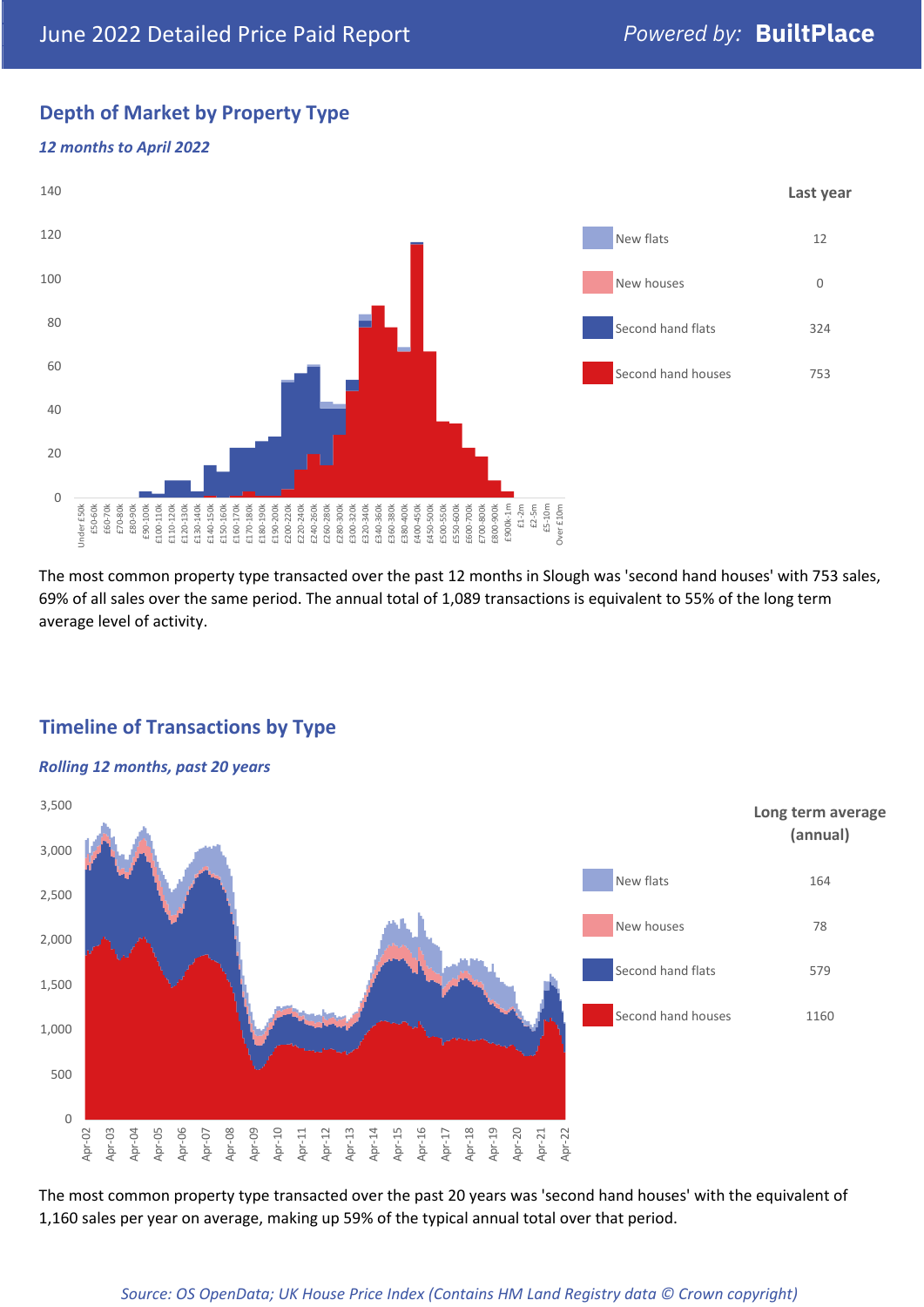## Depth of Market by Property Type

*12 months to April 2022*

140
120
100
80
60
40
20
0

Under £50k, £50-60k, £60-70k, £70-80k, £80-90k, £90-100k, £100-110k, £110-120k, £120-130k, £130-140k, £140-150k, £150-160k, £160-170k, £170-180k, £180-190k, £190-200k, £200-220k, £220-240k, £240-260k, £260-280k, £280-300k, £300-320k, £320-340k, £340-360k, £360-380k, £380-400k, £400-450k, £450-500k, £500-550k, £550-600k, £600-700k, £700-800k, £800-900k, £900k-1m, £1-2m, £2-5m, £5-10m, Over £10m

Last year

New flats 12

New houses 0

Second hand flats 324

Second hand houses 753

The most common property type transacted over the past 12 months in Slough was 'second hand houses' with 753 sales, 69% of all sales over the same period. The annual total of 1,089 transactions is equivalent to 55% of the long term average level of activity.

## Timeline of Transactions by Type

*Rolling 12 months, past 20 years*

3,500
3,000
2,500
2,000
1,500
1,000
500
0

Apr-02, Apr-03, Apr-04, Apr-05, Apr-06, Apr-07, Apr-08, Apr-09, Apr-10, Apr-11, Apr-12, Apr-13, Apr-14, Apr-15, Apr-16, Apr-17, Apr-18, Apr-19, Apr-20, Apr-21, Apr-22

Long term average (annual)

New flats 164

New houses 78

Second hand flats 579

Second hand houses 1160

The most common property type transacted over the past 20 years was 'second hand houses' with the equivalent of 1,160 sales per year on average, making up 59% of the typical annual total over that period.

*Source: OS OpenData; UK House Price Index (Contains HM Land Registry data © Crown copyright)*